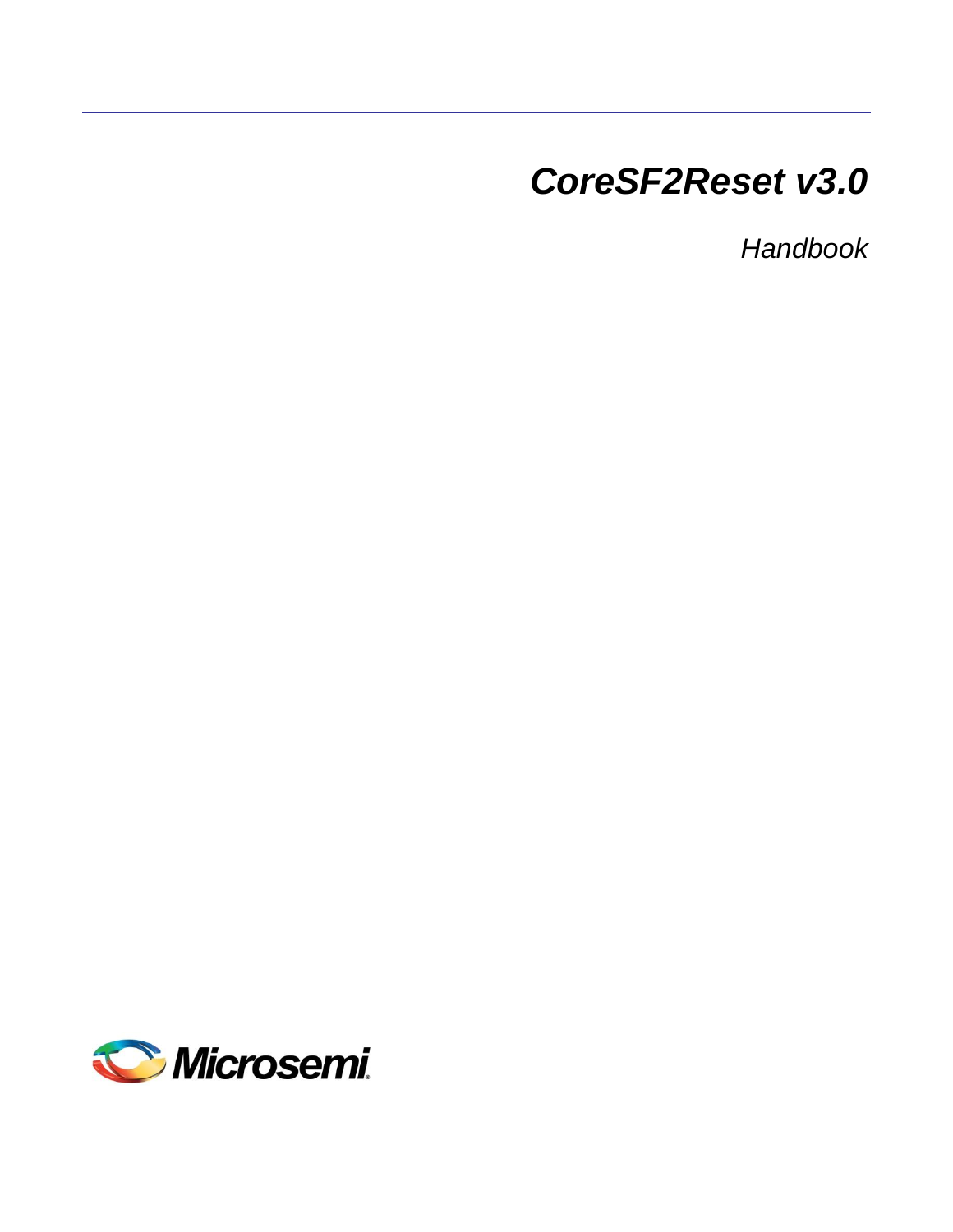# *CoreSF2Reset v3.0*

*Handbook*

Microsemi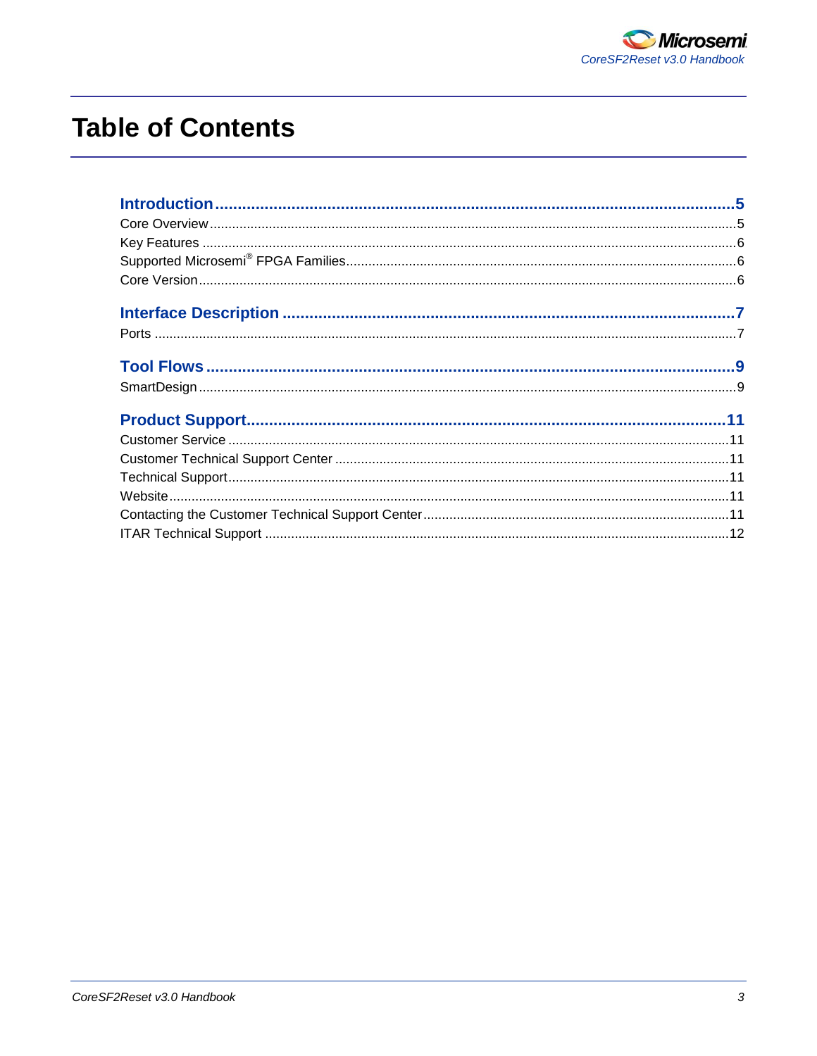# Table of Contents

**Introduction** .......................................................... 5

Core Overview .......................................................... 5

Key Features .......................................................... 6

Supported Microsemi® FPGA Families .......................................................... 6

Core Version .......................................................... 6

**Interface Description** .......................................................... 7

Ports .......................................................... 7

**Tool Flows** .......................................................... 9

SmartDesign .......................................................... 9

**Product Support** .......................................................... 11

Customer Service .......................................................... 11

Customer Technical Support Center .......................................................... 11

Technical Support .......................................................... 11

Website .......................................................... 11

Contacting the Customer Technical Support Center .......................................................... 11

ITAR Technical Support .......................................................... 12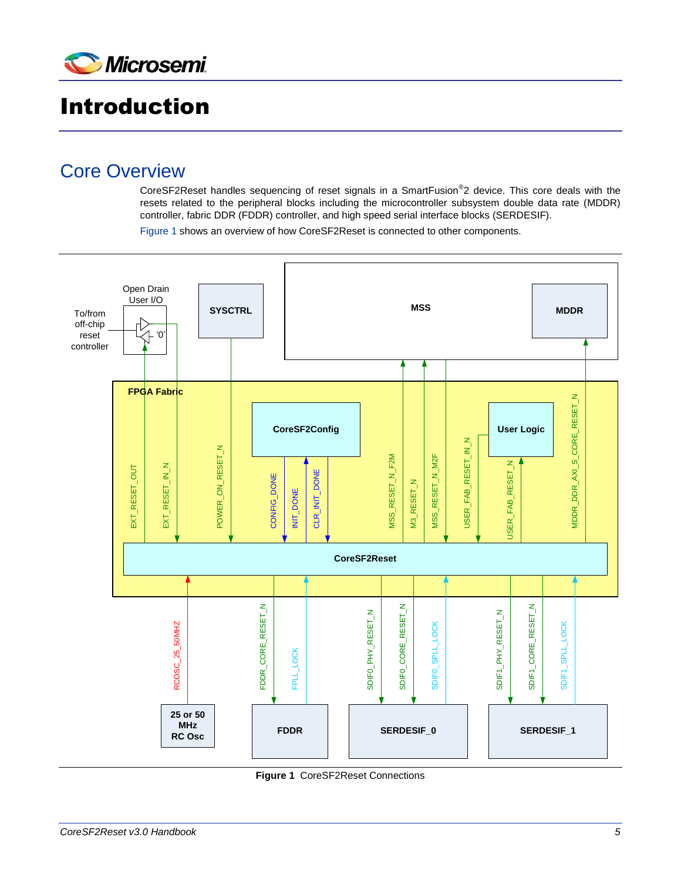# Introduction

## Core Overview

CoreSF2Reset handles sequencing of reset signals in a SmartFusion®2 device. This core deals with the resets related to the peripheral blocks including the microcontroller subsystem double data rate (MDDR) controller, fabric DDR (FDDR) controller, and high speed serial interface blocks (SERDESIF).

Figure 1 shows an overview of how CoreSF2Reset is connected to other components.

**Figure 1** CoreSF2Reset Connections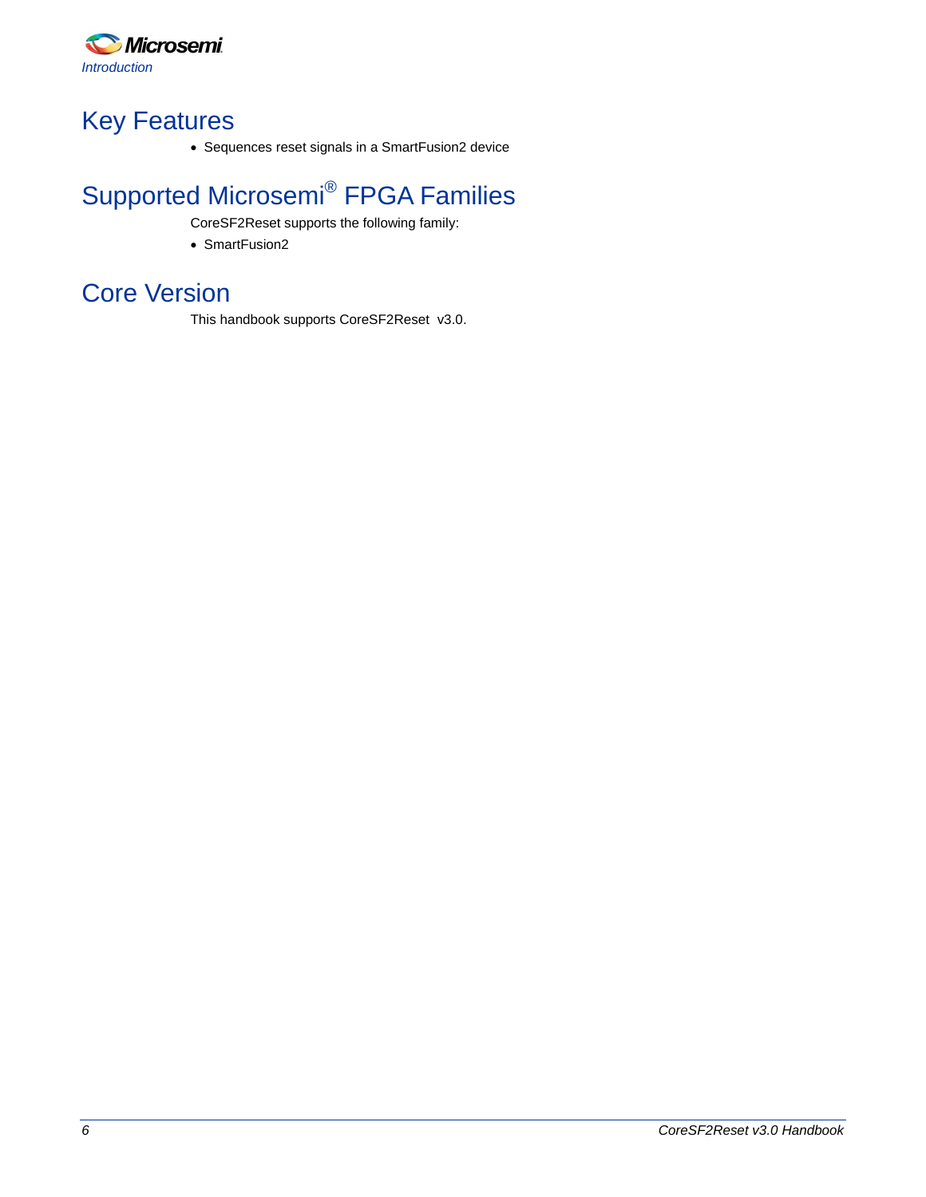## Key Features

- Sequences reset signals in a SmartFusion2 device

## Supported Microsemi® FPGA Families

CoreSF2Reset supports the following family:

- SmartFusion2

## Core Version

This handbook supports CoreSF2Reset v3.0.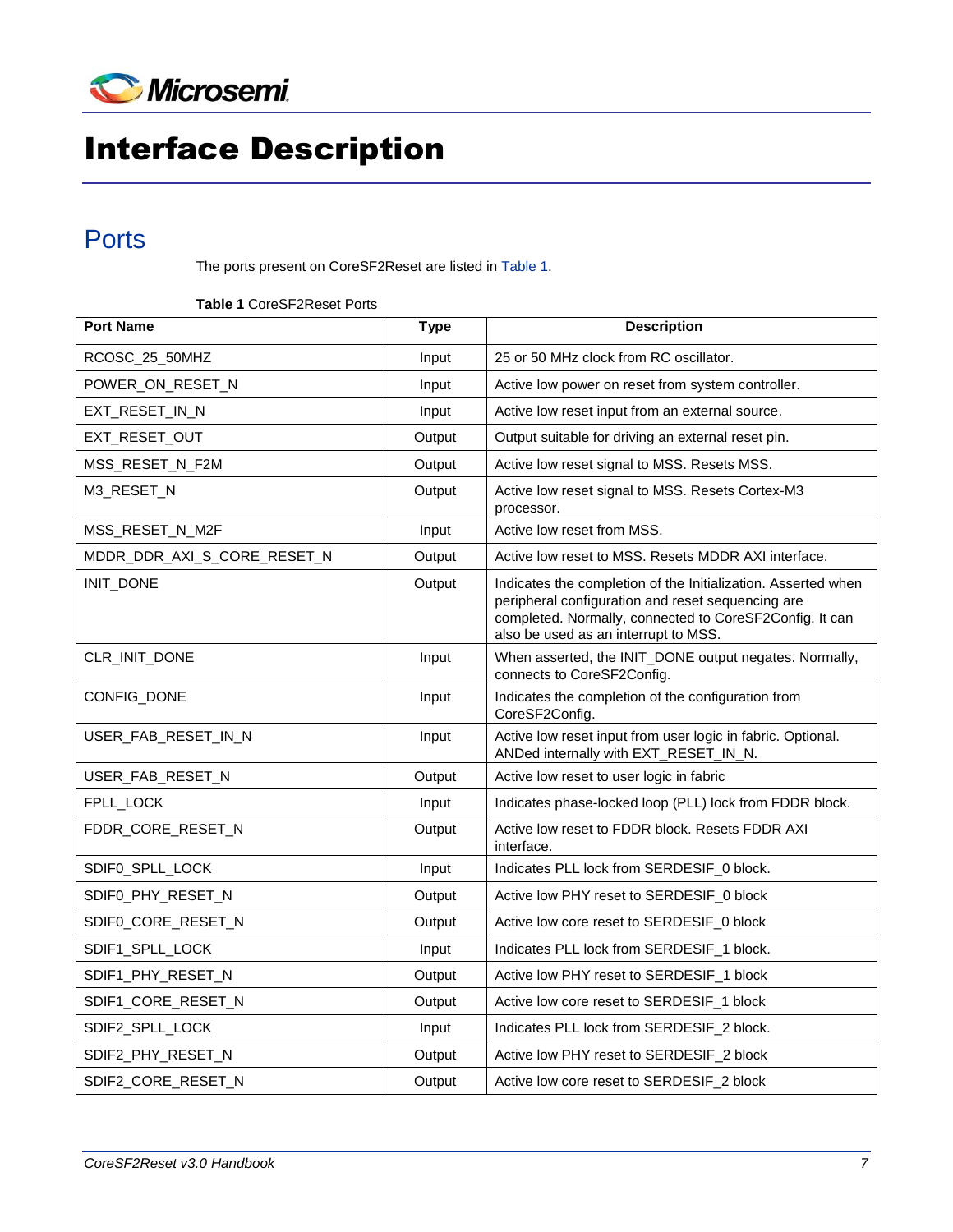# Interface Description

## Ports

The ports present on CoreSF2Reset are listed in Table 1.

**Table 1** CoreSF2Reset Ports

| Port Name | Type | Description |
|---|---|---|
| RCOSC_25_50MHZ | Input | 25 or 50 MHz clock from RC oscillator. |
| POWER_ON_RESET_N | Input | Active low power on reset from system controller. |
| EXT_RESET_IN_N | Input | Active low reset input from an external source. |
| EXT_RESET_OUT | Output | Output suitable for driving an external reset pin. |
| MSS_RESET_N_F2M | Output | Active low reset signal to MSS. Resets MSS. |
| M3_RESET_N | Output | Active low reset signal to MSS. Resets Cortex-M3 processor. |
| MSS_RESET_N_M2F | Input | Active low reset from MSS. |
| MDDR_DDR_AXI_S_CORE_RESET_N | Output | Active low reset to MSS. Resets MDDR AXI interface. |
| INIT_DONE | Output | Indicates the completion of the Initialization. Asserted when peripheral configuration and reset sequencing are completed. Normally, connected to CoreSF2Config. It can also be used as an interrupt to MSS. |
| CLR_INIT_DONE | Input | When asserted, the INIT_DONE output negates. Normally, connects to CoreSF2Config. |
| CONFIG_DONE | Input | Indicates the completion of the configuration from CoreSF2Config. |
| USER_FAB_RESET_IN_N | Input | Active low reset input from user logic in fabric. Optional. ANDed internally with EXT_RESET_IN_N. |
| USER_FAB_RESET_N | Output | Active low reset to user logic in fabric |
| FPLL_LOCK | Input | Indicates phase-locked loop (PLL) lock from FDDR block. |
| FDDR_CORE_RESET_N | Output | Active low reset to FDDR block. Resets FDDR AXI interface. |
| SDIF0_SPLL_LOCK | Input | Indicates PLL lock from SERDESIF_0 block. |
| SDIF0_PHY_RESET_N | Output | Active low PHY reset to SERDESIF_0 block |
| SDIF0_CORE_RESET_N | Output | Active low core reset to SERDESIF_0 block |
| SDIF1_SPLL_LOCK | Input | Indicates PLL lock from SERDESIF_1 block. |
| SDIF1_PHY_RESET_N | Output | Active low PHY reset to SERDESIF_1 block |
| SDIF1_CORE_RESET_N | Output | Active low core reset to SERDESIF_1 block |
| SDIF2_SPLL_LOCK | Input | Indicates PLL lock from SERDESIF_2 block. |
| SDIF2_PHY_RESET_N | Output | Active low PHY reset to SERDESIF_2 block |
| SDIF2_CORE_RESET_N | Output | Active low core reset to SERDESIF_2 block |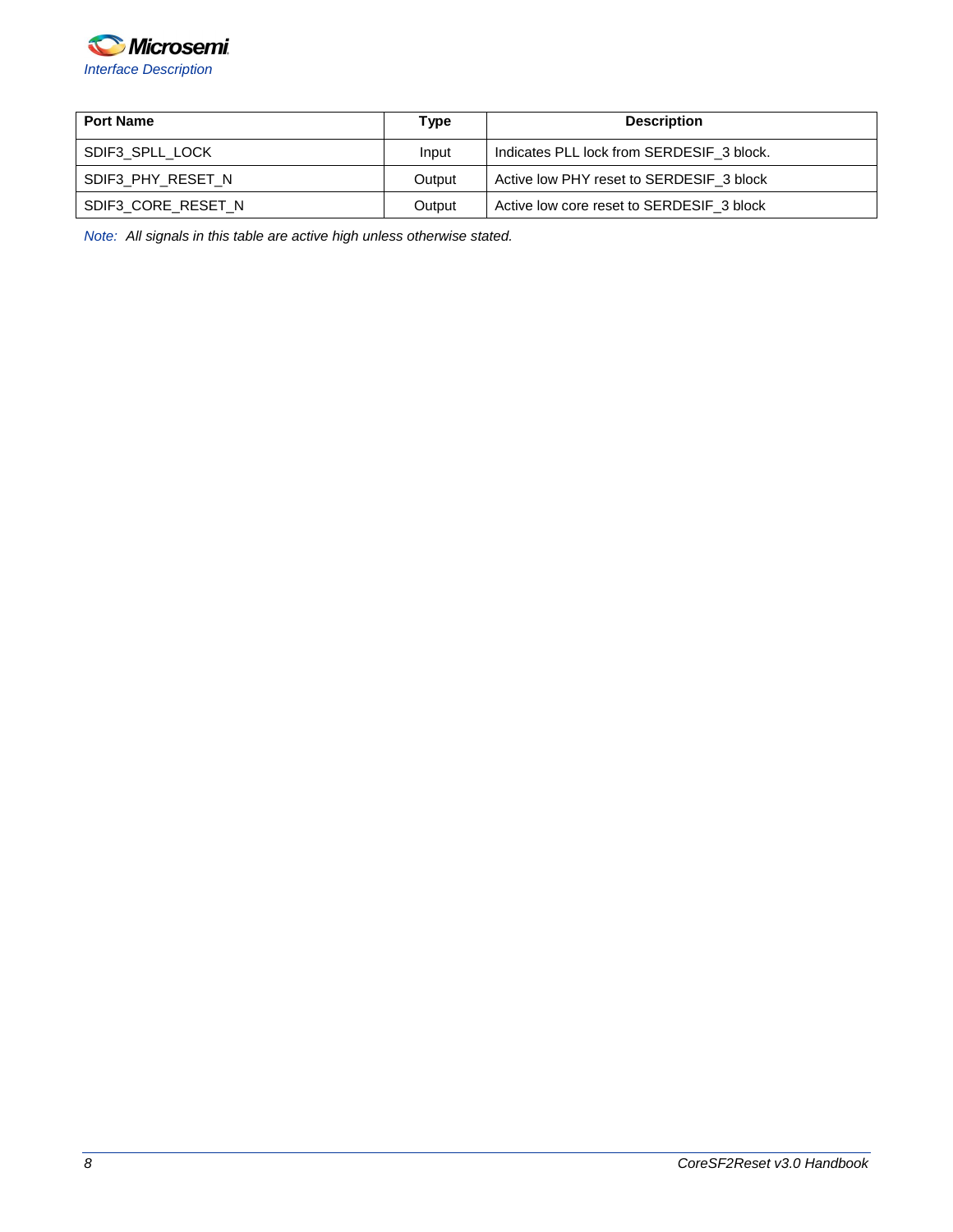| Port Name | Type | Description |
| --- | --- | --- |
| SDIF3_SPLL_LOCK | Input | Indicates PLL lock from SERDESIF_3 block. |
| SDIF3_PHY_RESET_N | Output | Active low PHY reset to SERDESIF_3 block |
| SDIF3_CORE_RESET_N | Output | Active low core reset to SERDESIF_3 block |

*Note: All signals in this table are active high unless otherwise stated.*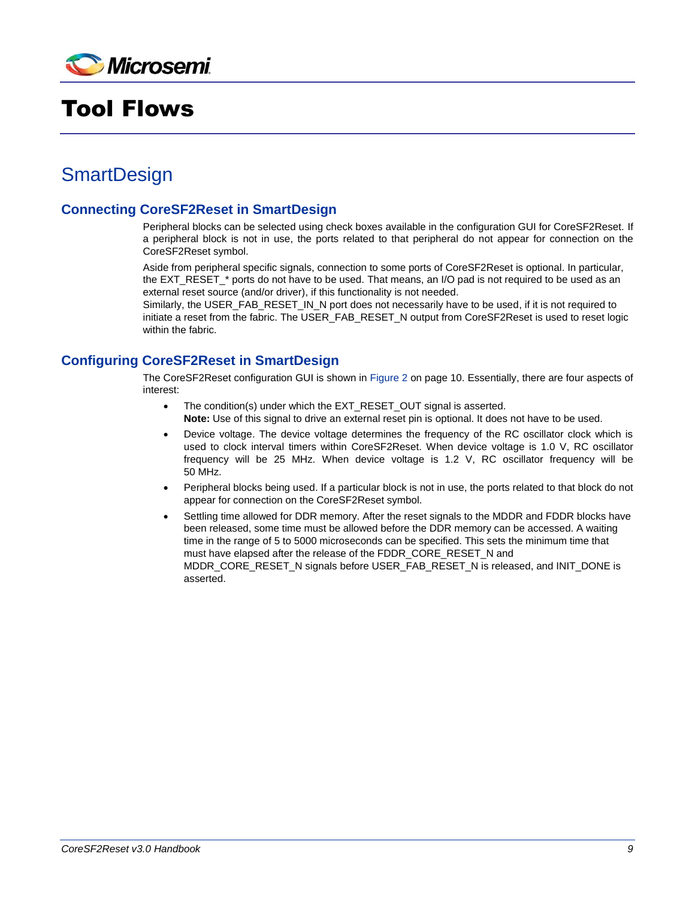# Tool Flows

## SmartDesign

### Connecting CoreSF2Reset in SmartDesign

Peripheral blocks can be selected using check boxes available in the configuration GUI for CoreSF2Reset. If a peripheral block is not in use, the ports related to that peripheral do not appear for connection on the CoreSF2Reset symbol.

Aside from peripheral specific signals, connection to some ports of CoreSF2Reset is optional. In particular, the EXT_RESET_* ports do not have to be used. That means, an I/O pad is not required to be used as an external reset source (and/or driver), if this functionality is not needed.
Similarly, the USER_FAB_RESET_IN_N port does not necessarily have to be used, if it is not required to initiate a reset from the fabric. The USER_FAB_RESET_N output from CoreSF2Reset is used to reset logic within the fabric.

### Configuring CoreSF2Reset in SmartDesign

The CoreSF2Reset configuration GUI is shown in Figure 2 on page 10. Essentially, there are four aspects of interest:

- The condition(s) under which the EXT_RESET_OUT signal is asserted.
  **Note:** Use of this signal to drive an external reset pin is optional. It does not have to be used.
- Device voltage. The device voltage determines the frequency of the RC oscillator clock which is used to clock interval timers within CoreSF2Reset. When device voltage is 1.0 V, RC oscillator frequency will be 25 MHz. When device voltage is 1.2 V, RC oscillator frequency will be 50 MHz.
- Peripheral blocks being used. If a particular block is not in use, the ports related to that block do not appear for connection on the CoreSF2Reset symbol.
- Settling time allowed for DDR memory. After the reset signals to the MDDR and FDDR blocks have been released, some time must be allowed before the DDR memory can be accessed. A waiting time in the range of 5 to 5000 microseconds can be specified. This sets the minimum time that must have elapsed after the release of the FDDR_CORE_RESET_N and MDDR_CORE_RESET_N signals before USER_FAB_RESET_N is released, and INIT_DONE is asserted.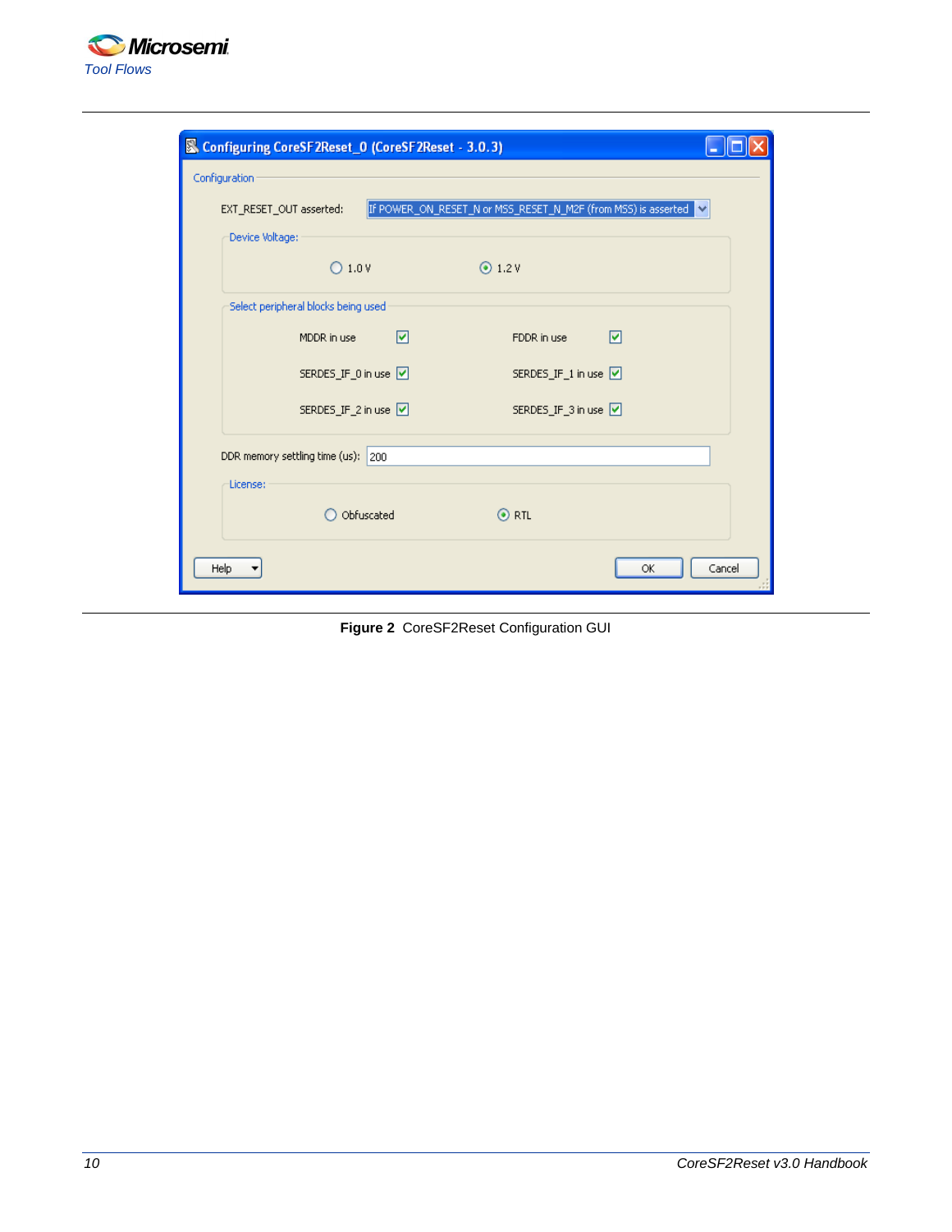Figure 2 CoreSF2Reset Configuration GUI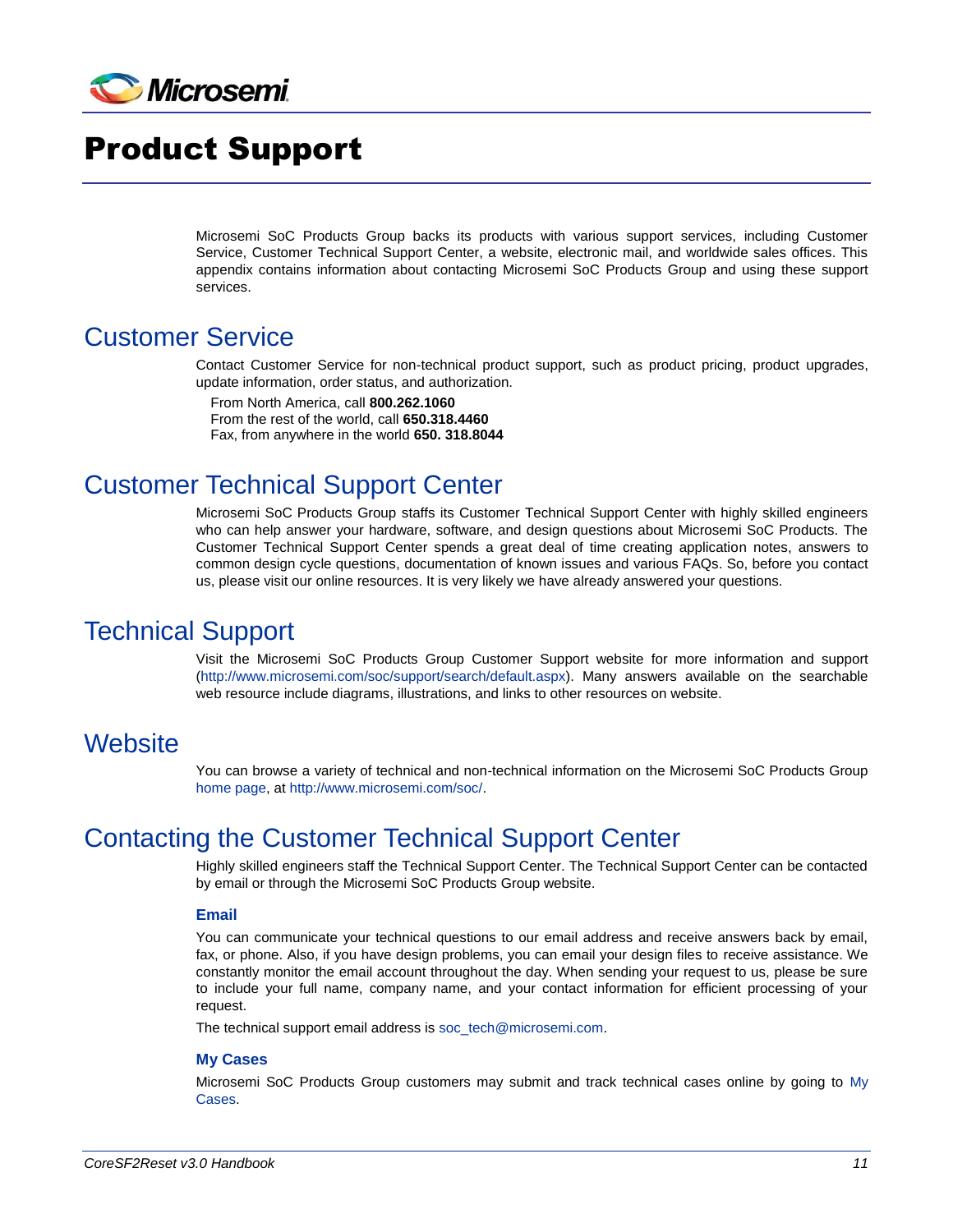# Product Support

Microsemi SoC Products Group backs its products with various support services, including Customer Service, Customer Technical Support Center, a website, electronic mail, and worldwide sales offices. This appendix contains information about contacting Microsemi SoC Products Group and using these support services.

## Customer Service

Contact Customer Service for non-technical product support, such as product pricing, product upgrades, update information, order status, and authorization.

From North America, call **800.262.1060**
From the rest of the world, call **650.318.4460**
Fax, from anywhere in the world **650. 318.8044**

## Customer Technical Support Center

Microsemi SoC Products Group staffs its Customer Technical Support Center with highly skilled engineers who can help answer your hardware, software, and design questions about Microsemi SoC Products. The Customer Technical Support Center spends a great deal of time creating application notes, answers to common design cycle questions, documentation of known issues and various FAQs. So, before you contact us, please visit our online resources. It is very likely we have already answered your questions.

## Technical Support

Visit the Microsemi SoC Products Group Customer Support website for more information and support (http://www.microsemi.com/soc/support/search/default.aspx). Many answers available on the searchable web resource include diagrams, illustrations, and links to other resources on website.

## Website

You can browse a variety of technical and non-technical information on the Microsemi SoC Products Group home page, at http://www.microsemi.com/soc/.

## Contacting the Customer Technical Support Center

Highly skilled engineers staff the Technical Support Center. The Technical Support Center can be contacted by email or through the Microsemi SoC Products Group website.

### Email

You can communicate your technical questions to our email address and receive answers back by email, fax, or phone. Also, if you have design problems, you can email your design files to receive assistance. We constantly monitor the email account throughout the day. When sending your request to us, please be sure to include your full name, company name, and your contact information for efficient processing of your request.

The technical support email address is soc_tech@microsemi.com.

### My Cases

Microsemi SoC Products Group customers may submit and track technical cases online by going to My Cases.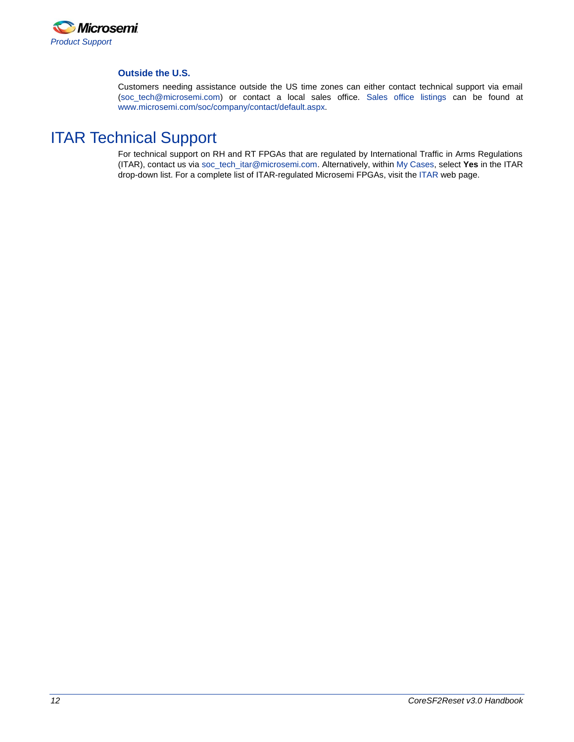### Outside the U.S.

Customers needing assistance outside the US time zones can either contact technical support via email (soc_tech@microsemi.com) or contact a local sales office. Sales office listings can be found at www.microsemi.com/soc/company/contact/default.aspx.

## ITAR Technical Support

For technical support on RH and RT FPGAs that are regulated by International Traffic in Arms Regulations (ITAR), contact us via soc_tech_itar@microsemi.com. Alternatively, within My Cases, select **Yes** in the ITAR drop-down list. For a complete list of ITAR-regulated Microsemi FPGAs, visit the ITAR web page.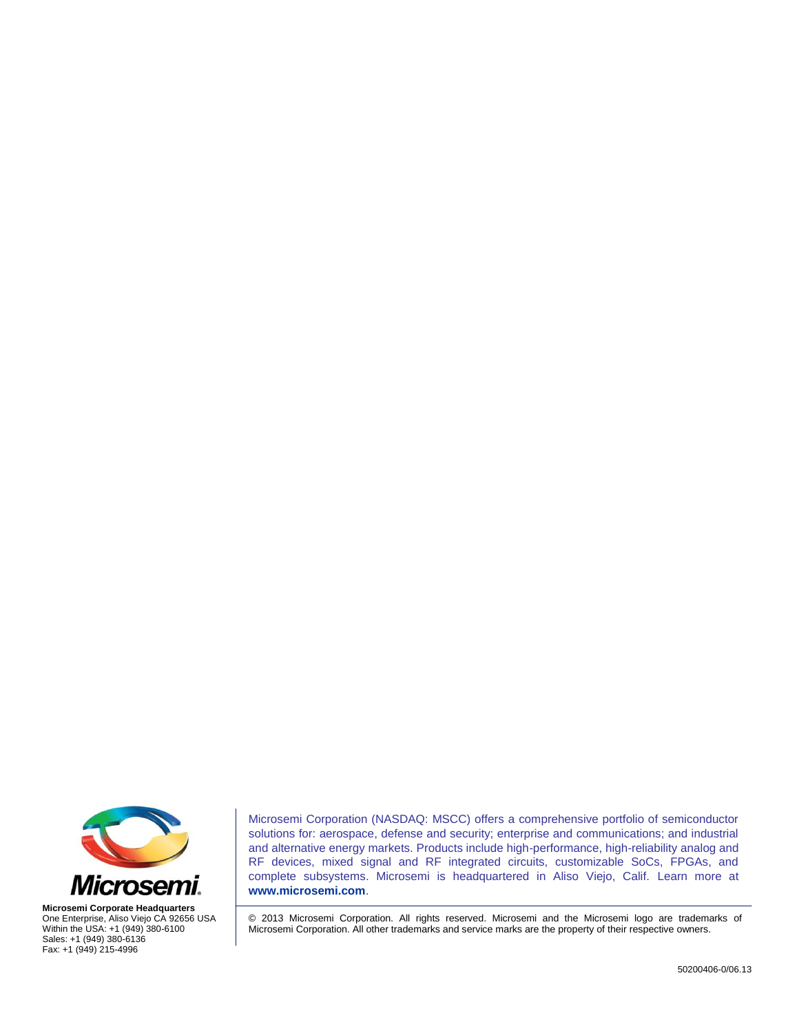Microsemi

**Microsemi Corporate Headquarters**
One Enterprise, Aliso Viejo CA 92656 USA
Within the USA: +1 (949) 380-6100
Sales: +1 (949) 380-6136
Fax: +1 (949) 215-4996

Microsemi Corporation (NASDAQ: MSCC) offers a comprehensive portfolio of semiconductor solutions for: aerospace, defense and security; enterprise and communications; and industrial and alternative energy markets. Products include high-performance, high-reliability analog and RF devices, mixed signal and RF integrated circuits, customizable SoCs, FPGAs, and complete subsystems. Microsemi is headquartered in Aliso Viejo, Calif. Learn more at **www.microsemi.com**.

© 2013 Microsemi Corporation. All rights reserved. Microsemi and the Microsemi logo are trademarks of Microsemi Corporation. All other trademarks and service marks are the property of their respective owners.

50200406-0/06.13